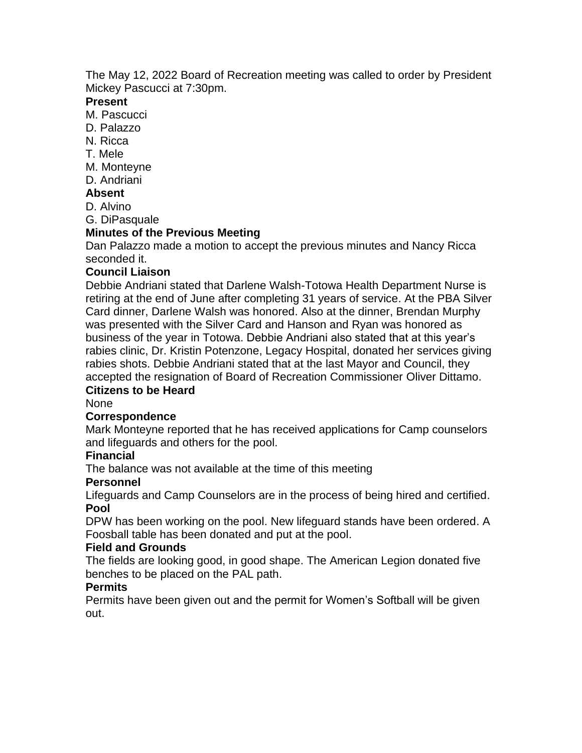The May 12, 2022 Board of Recreation meeting was called to order by President Mickey Pascucci at 7:30pm.

**Present**

M. Pascucci
D. Palazzo
N. Ricca
T. Mele
M. Monteyne
D. Andriani

**Absent**

D. Alvino
G. DiPasquale

**Minutes of the Previous Meeting**

Dan Palazzo made a motion to accept the previous minutes and Nancy Ricca seconded it.

**Council Liaison**

Debbie Andriani stated that Darlene Walsh-Totowa Health Department Nurse is retiring at the end of June after completing 31 years of service. At the PBA Silver Card dinner, Darlene Walsh was honored. Also at the dinner, Brendan Murphy was presented with the Silver Card and Hanson and Ryan was honored as business of the year in Totowa. Debbie Andriani also stated that at this year's rabies clinic, Dr. Kristin Potenzone, Legacy Hospital, donated her services giving rabies shots. Debbie Andriani stated that at the last Mayor and Council, they accepted the resignation of Board of Recreation Commissioner Oliver Dittamo.

**Citizens to be Heard**

None

**Correspondence**

Mark Monteyne reported that he has received applications for Camp counselors and lifeguards and others for the pool.

**Financial**

The balance was not available at the time of this meeting

**Personnel**

Lifeguards and Camp Counselors are in the process of being hired and certified.

**Pool**

DPW has been working on the pool. New lifeguard stands have been ordered. A Foosball table has been donated and put at the pool.

**Field and Grounds**

The fields are looking good, in good shape. The American Legion donated five benches to be placed on the PAL path.

**Permits**

Permits have been given out and the permit for Women's Softball will be given out.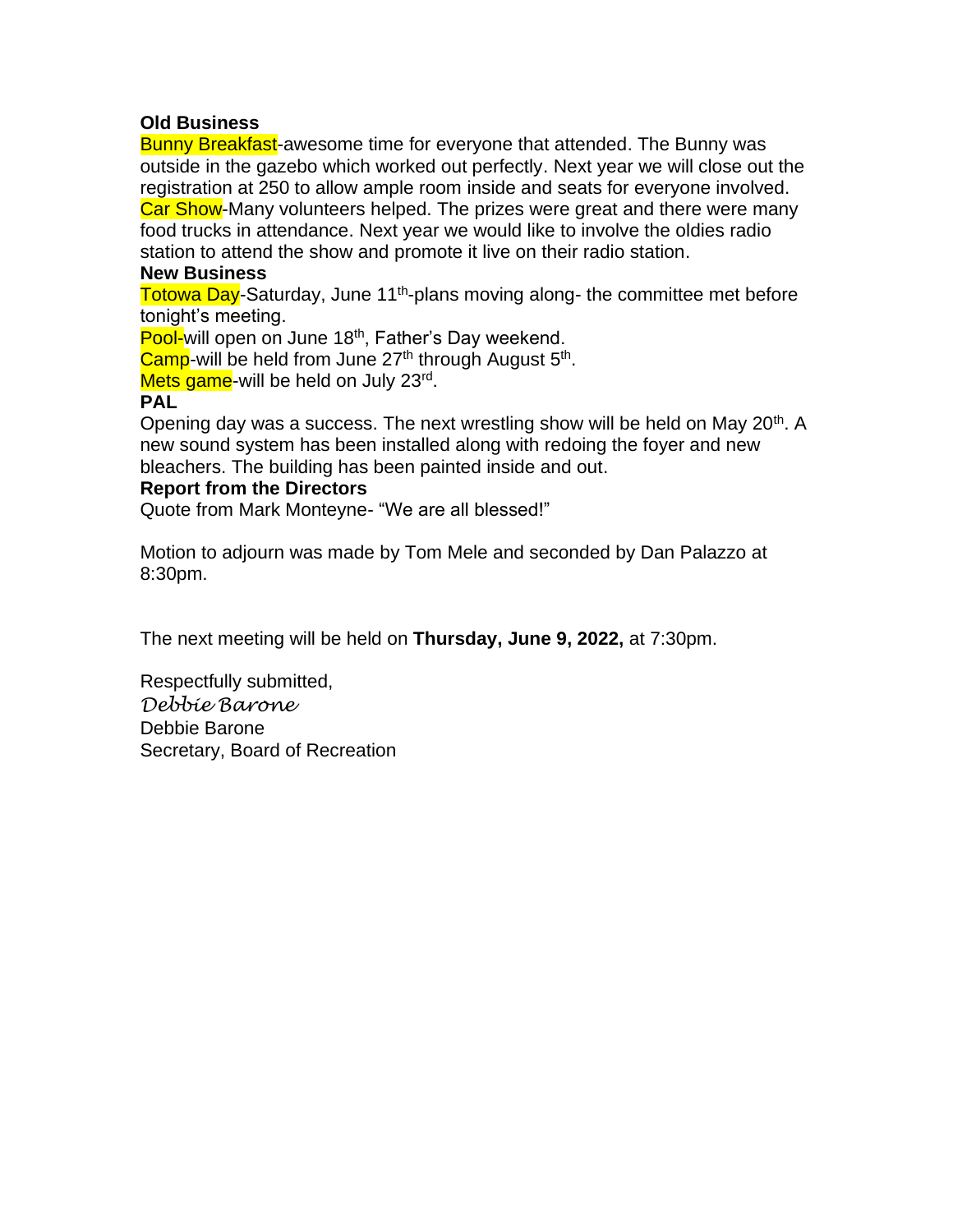**Old Business**

Bunny Breakfast-awesome time for everyone that attended. The Bunny was outside in the gazebo which worked out perfectly. Next year we will close out the registration at 250 to allow ample room inside and seats for everyone involved.
Car Show-Many volunteers helped. The prizes were great and there were many food trucks in attendance. Next year we would like to involve the oldies radio station to attend the show and promote it live on their radio station.

**New Business**

Totowa Day-Saturday, June 11th-plans moving along- the committee met before tonight's meeting.
Pool-will open on June 18th, Father's Day weekend.
Camp-will be held from June 27th through August 5th.
Mets game-will be held on July 23rd.

**PAL**

Opening day was a success. The next wrestling show will be held on May 20th. A new sound system has been installed along with redoing the foyer and new bleachers. The building has been painted inside and out.

**Report from the Directors**

Quote from Mark Monteyne- "We are all blessed!"

Motion to adjourn was made by Tom Mele and seconded by Dan Palazzo at 8:30pm.

The next meeting will be held on **Thursday, June 9, 2022,** at 7:30pm.

Respectfully submitted,
*Debbie Barone*
Debbie Barone
Secretary, Board of Recreation